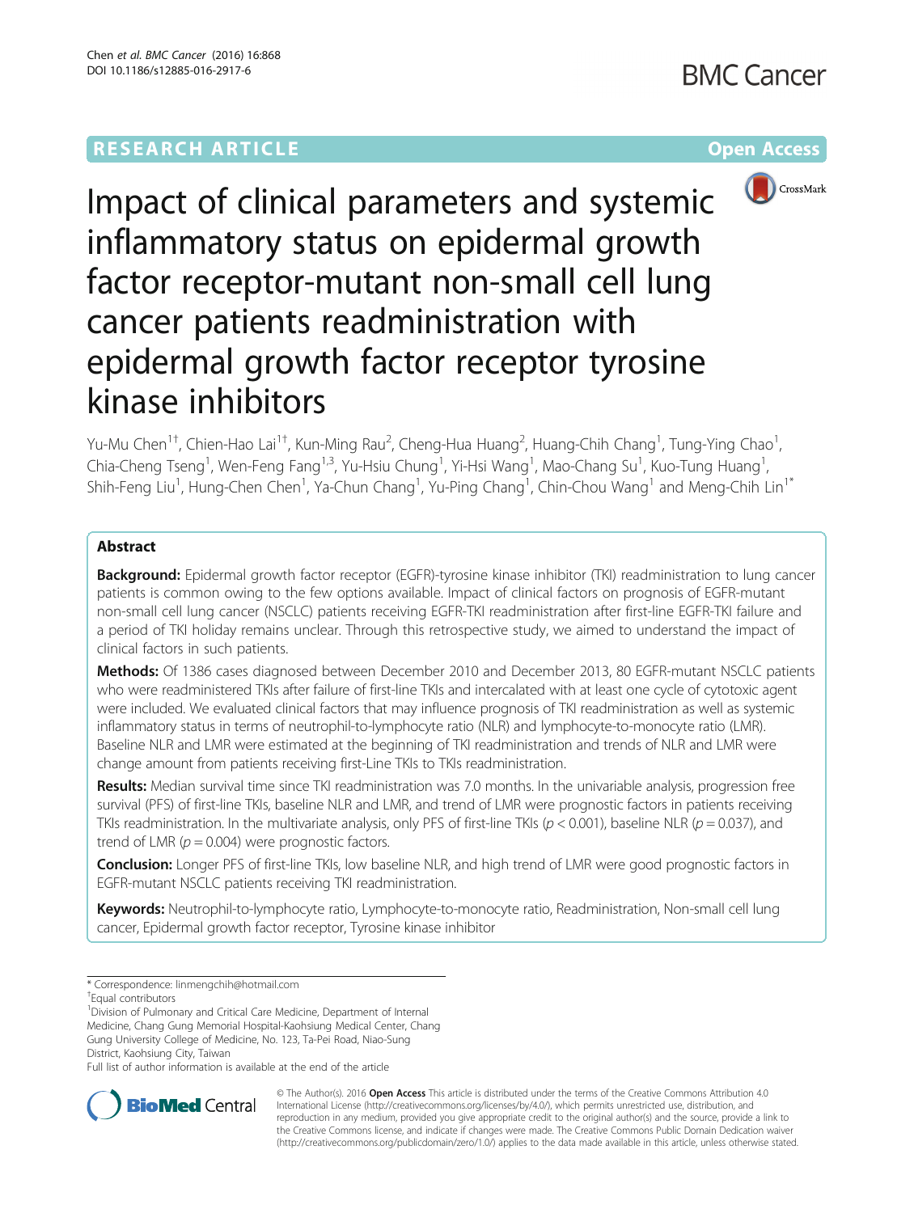RESEARCH ARTICLE

Open Access

# Impact of clinical parameters and systemic inflammatory status on epidermal growth factor receptor-mutant non-small cell lung cancer patients readministration with epidermal growth factor receptor tyrosine kinase inhibitors

Yu-Mu Chen[1†], Chien-Hao Lai[1†], Kun-Ming Rau[2], Cheng-Hua Huang[2], Huang-Chih Chang[1], Tung-Ying Chao[1], Chia-Cheng Tseng[1], Wen-Feng Fang[1,3], Yu-Hsiu Chung[1], Yi-Hsi Wang[1], Mao-Chang Su[1], Kuo-Tung Huang[1], Shih-Feng Liu[1], Hung-Chen Chen[1], Ya-Chun Chang[1], Yu-Ping Chang[1], Chin-Chou Wang[1] and Meng-Chih Lin[1*]

## Abstract

**Background:** Epidermal growth factor receptor (EGFR)-tyrosine kinase inhibitor (TKI) readministration to lung cancer patients is common owing to the few options available. Impact of clinical factors on prognosis of EGFR-mutant non-small cell lung cancer (NSCLC) patients receiving EGFR-TKI readministration after first-line EGFR-TKI failure and a period of TKI holiday remains unclear. Through this retrospective study, we aimed to understand the impact of clinical factors in such patients.

**Methods:** Of 1386 cases diagnosed between December 2010 and December 2013, 80 EGFR-mutant NSCLC patients who were readministered TKIs after failure of first-line TKIs and intercalated with at least one cycle of cytotoxic agent were included. We evaluated clinical factors that may influence prognosis of TKI readministration as well as systemic inflammatory status in terms of neutrophil-to-lymphocyte ratio (NLR) and lymphocyte-to-monocyte ratio (LMR). Baseline NLR and LMR were estimated at the beginning of TKI readministration and trends of NLR and LMR were change amount from patients receiving first-Line TKIs to TKIs readministration.

**Results:** Median survival time since TKI readministration was 7.0 months. In the univariable analysis, progression free survival (PFS) of first-line TKIs, baseline NLR and LMR, and trend of LMR were prognostic factors in patients receiving TKIs readministration. In the multivariate analysis, only PFS of first-line TKIs ($p < 0.001$), baseline NLR ($p = 0.037$), and trend of LMR ($p = 0.004$) were prognostic factors.

**Conclusion:** Longer PFS of first-line TKIs, low baseline NLR, and high trend of LMR were good prognostic factors in EGFR-mutant NSCLC patients receiving TKI readministration.

**Keywords:** Neutrophil-to-lymphocyte ratio, Lymphocyte-to-monocyte ratio, Readministration, Non-small cell lung cancer, Epidermal growth factor receptor, Tyrosine kinase inhibitor

\* Correspondence: linmengchih@hotmail.com

†Equal contributors

[1]Division of Pulmonary and Critical Care Medicine, Department of Internal Medicine, Chang Gung Memorial Hospital-Kaohsiung Medical Center, Chang Gung University College of Medicine, No. 123, Ta-Pei Road, Niao-Sung District, Kaohsiung City, Taiwan

Full list of author information is available at the end of the article

© The Author(s). 2016 **Open Access** This article is distributed under the terms of the Creative Commons Attribution 4.0 International License (http://creativecommons.org/licenses/by/4.0/), which permits unrestricted use, distribution, and reproduction in any medium, provided you give appropriate credit to the original author(s) and the source, provide a link to the Creative Commons license, and indicate if changes were made. The Creative Commons Public Domain Dedication waiver (http://creativecommons.org/publicdomain/zero/1.0/) applies to the data made available in this article, unless otherwise stated.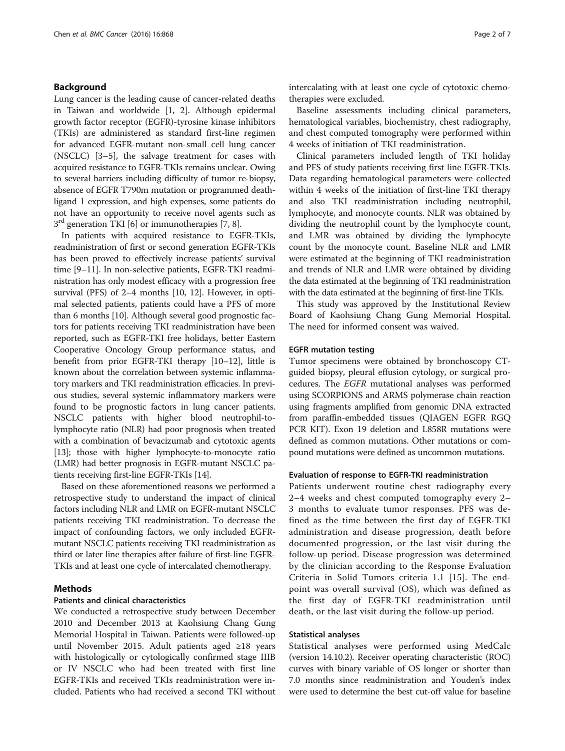## Background

Lung cancer is the leading cause of cancer-related deaths in Taiwan and worldwide [1, 2]. Although epidermal growth factor receptor (EGFR)-tyrosine kinase inhibitors (TKIs) are administered as standard first-line regimen for advanced EGFR-mutant non-small cell lung cancer (NSCLC) [3–5], the salvage treatment for cases with acquired resistance to EGFR-TKIs remains unclear. Owing to several barriers including difficulty of tumor re-biopsy, absence of EGFR T790m mutation or programmed death-ligand 1 expression, and high expenses, some patients do not have an opportunity to receive novel agents such as 3rd generation TKI [6] or immunotherapies [7, 8].

In patients with acquired resistance to EGFR-TKIs, readministration of first or second generation EGFR-TKIs has been proved to effectively increase patients' survival time [9–11]. In non-selective patients, EGFR-TKI readministration has only modest efficacy with a progression free survival (PFS) of 2–4 months [10, 12]. However, in optimal selected patients, patients could have a PFS of more than 6 months [10]. Although several good prognostic factors for patients receiving TKI readministration have been reported, such as EGFR-TKI free holidays, better Eastern Cooperative Oncology Group performance status, and benefit from prior EGFR-TKI therapy [10–12], little is known about the correlation between systemic inflammatory markers and TKI readministration efficacies. In previous studies, several systemic inflammatory markers were found to be prognostic factors in lung cancer patients. NSCLC patients with higher blood neutrophil-to-lymphocyte ratio (NLR) had poor prognosis when treated with a combination of bevacizumab and cytotoxic agents [13]; those with higher lymphocyte-to-monocyte ratio (LMR) had better prognosis in EGFR-mutant NSCLC patients receiving first-line EGFR-TKIs [14].

Based on these aforementioned reasons we performed a retrospective study to understand the impact of clinical factors including NLR and LMR on EGFR-mutant NSCLC patients receiving TKI readministration. To decrease the impact of confounding factors, we only included EGFR-mutant NSCLC patients receiving TKI readministration as third or later line therapies after failure of first-line EGFR-TKIs and at least one cycle of intercalated chemotherapy.

## Methods

### Patients and clinical characteristics

We conducted a retrospective study between December 2010 and December 2013 at Kaohsiung Chang Gung Memorial Hospital in Taiwan. Patients were followed-up until November 2015. Adult patients aged ≥18 years with histologically or cytologically confirmed stage IIIB or IV NSCLC who had been treated with first line EGFR-TKIs and received TKIs readministration were included. Patients who had received a second TKI without intercalating with at least one cycle of cytotoxic chemotherapies were excluded.

Baseline assessments including clinical parameters, hematological variables, biochemistry, chest radiography, and chest computed tomography were performed within 4 weeks of initiation of TKI readministration.

Clinical parameters included length of TKI holiday and PFS of study patients receiving first line EGFR-TKIs. Data regarding hematological parameters were collected within 4 weeks of the initiation of first-line TKI therapy and also TKI readministration including neutrophil, lymphocyte, and monocyte counts. NLR was obtained by dividing the neutrophil count by the lymphocyte count, and LMR was obtained by dividing the lymphocyte count by the monocyte count. Baseline NLR and LMR were estimated at the beginning of TKI readministration and trends of NLR and LMR were obtained by dividing the data estimated at the beginning of TKI readministration with the data estimated at the beginning of first-line TKIs.

This study was approved by the Institutional Review Board of Kaohsiung Chang Gung Memorial Hospital. The need for informed consent was waived.

### EGFR mutation testing

Tumor specimens were obtained by bronchoscopy CT-guided biopsy, pleural effusion cytology, or surgical procedures. The *EGFR* mutational analyses was performed using SCORPIONS and ARMS polymerase chain reaction using fragments amplified from genomic DNA extracted from paraffin-embedded tissues (QIAGEN EGFR RGQ PCR KIT). Exon 19 deletion and L858R mutations were defined as common mutations. Other mutations or compound mutations were defined as uncommon mutations.

### Evaluation of response to EGFR-TKI readministration

Patients underwent routine chest radiography every 2–4 weeks and chest computed tomography every 2–3 months to evaluate tumor responses. PFS was defined as the time between the first day of EGFR-TKI administration and disease progression, death before documented progression, or the last visit during the follow-up period. Disease progression was determined by the clinician according to the Response Evaluation Criteria in Solid Tumors criteria 1.1 [15]. The endpoint was overall survival (OS), which was defined as the first day of EGFR-TKI readministration until death, or the last visit during the follow-up period.

### Statistical analyses

Statistical analyses were performed using MedCalc (version 14.10.2). Receiver operating characteristic (ROC) curves with binary variable of OS longer or shorter than 7.0 months since readministration and Youden's index were used to determine the best cut-off value for baseline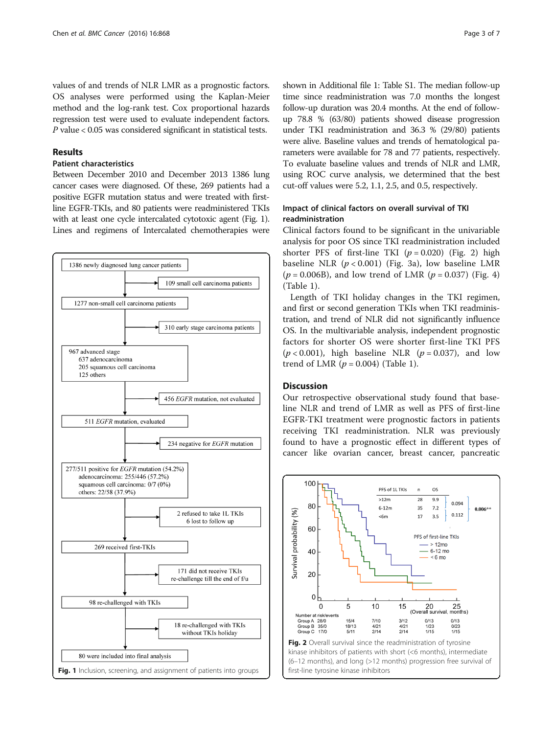values of and trends of NLR LMR as a prognostic factors. OS analyses were performed using the Kaplan-Meier method and the log-rank test. Cox proportional hazards regression test were used to evaluate independent factors. $P$ value < 0.05 was considered significant in statistical tests.

## Results

### Patient characteristics

Between December 2010 and December 2013 1386 lung cancer cases were diagnosed. Of these, 269 patients had a positive EGFR mutation status and were treated with first-line EGFR-TKIs, and 80 patients were readministered TKIs with at least one cycle intercalated cytotoxic agent (Fig. 1). Lines and regimens of Intercalated chemotherapies were shown in Additional file 1: Table S1. The median follow-up time since readministration was 7.0 months the longest follow-up duration was 20.4 months. At the end of follow-up 78.8 % (63/80) patients showed disease progression under TKI readministration and 36.3 % (29/80) patients were alive. Baseline values and trends of hematological parameters were available for 78 and 77 patients, respectively. To evaluate baseline values and trends of NLR and LMR, using ROC curve analysis, we determined that the best cut-off values were 5.2, 1.1, 2.5, and 0.5, respectively.

Fig. 1 Inclusion, screening, and assignment of patients into groups

### Impact of clinical factors on overall survival of TKI readministration

Clinical factors found to be significant in the univariable analysis for poor OS since TKI readministration included shorter PFS of first-line TKI ($p = 0.020$) (Fig. 2) high baseline NLR ($p < 0.001$) (Fig. 3a), low baseline LMR ($p = 0.006$B), and low trend of LMR ($p = 0.037$) (Fig. 4) (Table 1).

Length of TKI holiday changes in the TKI regimen, and first or second generation TKIs when TKI readministration, and trend of NLR did not significantly influence OS. In the multivariable analysis, independent prognostic factors for shorter OS were shorter first-line TKI PFS ($p < 0.001$), high baseline NLR ($p = 0.037$), and low trend of LMR ($p = 0.004$) (Table 1).

## Discussion

Our retrospective observational study found that baseline NLR and trend of LMR as well as PFS of first-line EGFR-TKI treatment were prognostic factors in patients receiving TKI readministration. NLR was previously found to have a prognostic effect in different types of cancer like ovarian cancer, breast cancer, pancreatic

Fig. 2 Overall survival since the readministration of tyrosine kinase inhibitors of patients with short (<6 months), intermediate (6–12 months), and long (>12 months) progression free survival of first-line tyrosine kinase inhibitors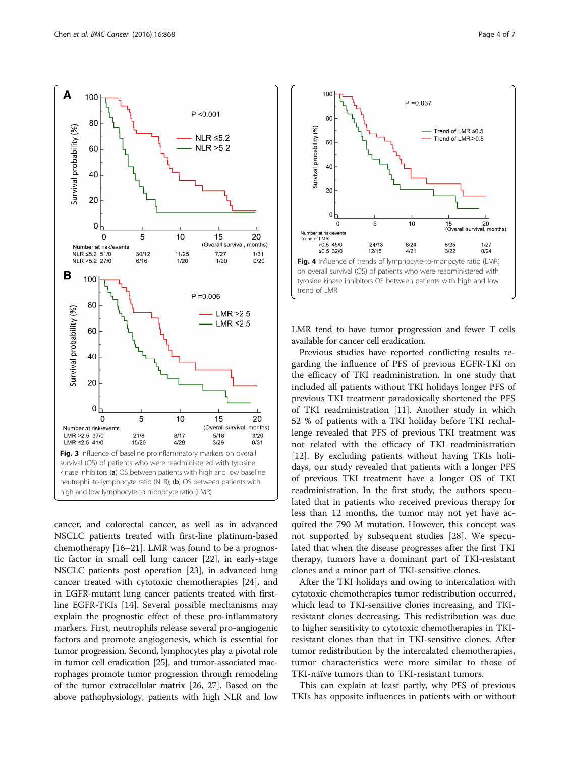Fig. 3 Influence of baseline proinflammatory markers on overall survival (OS) of patients who were readministered with tyrosine kinase inhibitors (**a**) OS between patients with high and low baseline neutrophil-to-lymphocyte ratio (NLR); (**b**) OS between patients with high and low lymphocyte-to-monocyte ratio (LMR)

Fig. 4 Influence of trends of lymphocyte-to-monocyte ratio (LMR) on overall survival (OS) of patients who were readministered with tyrosine kinase inhibitors OS between patients with high and low trend of LMR

cancer, and colorectal cancer, as well as in advanced NSCLC patients treated with first-line platinum-based chemotherapy [16–21]. LMR was found to be a prognostic factor in small cell lung cancer [22], in early-stage NSCLC patients post operation [23], in advanced lung cancer treated with cytotoxic chemotherapies [24], and in EGFR-mutant lung cancer patients treated with first-line EGFR-TKIs [14]. Several possible mechanisms may explain the prognostic effect of these pro-inflammatory markers. First, neutrophils release several pro-angiogenic factors and promote angiogenesis, which is essential for tumor progression. Second, lymphocytes play a pivotal role in tumor cell eradication [25], and tumor-associated macrophages promote tumor progression through remodeling of the tumor extracellular matrix [26, 27]. Based on the above pathophysiology, patients with high NLR and low LMR tend to have tumor progression and fewer T cells available for cancer cell eradication.

Previous studies have reported conflicting results regarding the influence of PFS of previous EGFR-TKI on the efficacy of TKI readministration. In one study that included all patients without TKI holidays longer PFS of previous TKI treatment paradoxically shortened the PFS of TKI readministration [11]. Another study in which 52 % of patients with a TKI holiday before TKI rechallenge revealed that PFS of previous TKI treatment was not related with the efficacy of TKI readministration [12]. By excluding patients without having TKIs holidays, our study revealed that patients with a longer PFS of previous TKI treatment have a longer OS of TKI readministration. In the first study, the authors speculated that in patients who received previous therapy for less than 12 months, the tumor may not yet have acquired the 790 M mutation. However, this concept was not supported by subsequent studies [28]. We speculated that when the disease progresses after the first TKI therapy, tumors have a dominant part of TKI-resistant clones and a minor part of TKI-sensitive clones.

After the TKI holidays and owing to intercalation with cytotoxic chemotherapies tumor redistribution occurred, which lead to TKI-sensitive clones increasing, and TKI-resistant clones decreasing. This redistribution was due to higher sensitivity to cytotoxic chemotherapies in TKI-resistant clones than that in TKI-sensitive clones. After tumor redistribution by the intercalated chemotherapies, tumor characteristics were more similar to those of TKI-naïve tumors than to TKI-resistant tumors.

This can explain at least partly, why PFS of previous TKIs has opposite influences in patients with or without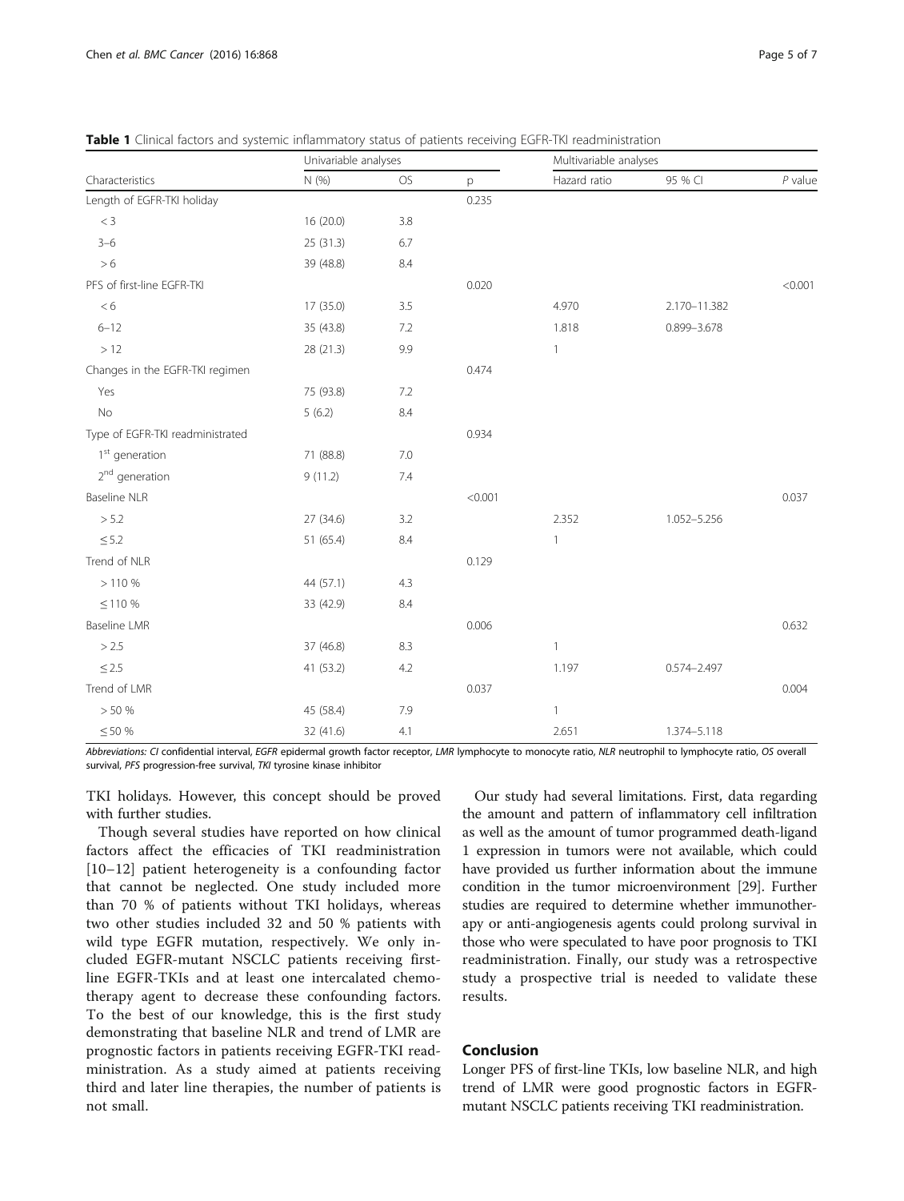**Table 1** Clinical factors and systemic inflammatory status of patients receiving EGFR-TKI readministration

| | Univariable analyses | | | Multivariable analyses | | |
|---|---|---|---|---|---|---|
| Characteristics | N (%) | OS | p | Hazard ratio | 95 % CI | *P* value |
| Length of EGFR-TKI holiday | | | 0.235 | | | |
| < 3 | 16 (20.0) | 3.8 | | | | |
| 3–6 | 25 (31.3) | 6.7 | | | | |
| > 6 | 39 (48.8) | 8.4 | | | | |
| PFS of first-line EGFR-TKI | | | 0.020 | | | <0.001 |
| < 6 | 17 (35.0) | 3.5 | | 4.970 | 2.170–11.382 | |
| 6–12 | 35 (43.8) | 7.2 | | 1.818 | 0.899–3.678 | |
| > 12 | 28 (21.3) | 9.9 | | 1 | | |
| Changes in the EGFR-TKI regimen | | | 0.474 | | | |
| Yes | 75 (93.8) | 7.2 | | | | |
| No | 5 (6.2) | 8.4 | | | | |
| Type of EGFR-TKI readministrated | | | 0.934 | | | |
| 1st generation | 71 (88.8) | 7.0 | | | | |
| 2nd generation | 9 (11.2) | 7.4 | | | | |
| Baseline NLR | | | <0.001 | | | 0.037 |
| > 5.2 | 27 (34.6) | 3.2 | | 2.352 | 1.052–5.256 | |
| ≤ 5.2 | 51 (65.4) | 8.4 | | 1 | | |
| Trend of NLR | | | 0.129 | | | |
| > 110 % | 44 (57.1) | 4.3 | | | | |
| ≤ 110 % | 33 (42.9) | 8.4 | | | | |
| Baseline LMR | | | 0.006 | | | 0.632 |
| > 2.5 | 37 (46.8) | 8.3 | | 1 | | |
| ≤ 2.5 | 41 (53.2) | 4.2 | | 1.197 | 0.574–2.497 | |
| Trend of LMR | | | 0.037 | | | 0.004 |
| > 50 % | 45 (58.4) | 7.9 | | 1 | | |
| ≤ 50 % | 32 (41.6) | 4.1 | | 2.651 | 1.374–5.118 | |

*Abbreviations: CI* confidential interval, *EGFR* epidermal growth factor receptor, *LMR* lymphocyte to monocyte ratio, *NLR* neutrophil to lymphocyte ratio, *OS* overall survival, *PFS* progression-free survival, *TKI* tyrosine kinase inhibitor

TKI holidays. However, this concept should be proved with further studies.

Though several studies have reported on how clinical factors affect the efficacies of TKI readministration [10–12] patient heterogeneity is a confounding factor that cannot be neglected. One study included more than 70 % of patients without TKI holidays, whereas two other studies included 32 and 50 % patients with wild type EGFR mutation, respectively. We only included EGFR-mutant NSCLC patients receiving first-line EGFR-TKIs and at least one intercalated chemotherapy agent to decrease these confounding factors. To the best of our knowledge, this is the first study demonstrating that baseline NLR and trend of LMR are prognostic factors in patients receiving EGFR-TKI readministration. As a study aimed at patients receiving third and later line therapies, the number of patients is not small.

Our study had several limitations. First, data regarding the amount and pattern of inflammatory cell infiltration as well as the amount of tumor programmed death-ligand 1 expression in tumors were not available, which could have provided us further information about the immune condition in the tumor microenvironment [29]. Further studies are required to determine whether immunotherapy or anti-angiogenesis agents could prolong survival in those who were speculated to have poor prognosis to TKI readministration. Finally, our study was a retrospective study a prospective trial is needed to validate these results.

## Conclusion

Longer PFS of first-line TKIs, low baseline NLR, and high trend of LMR were good prognostic factors in EGFR-mutant NSCLC patients receiving TKI readministration.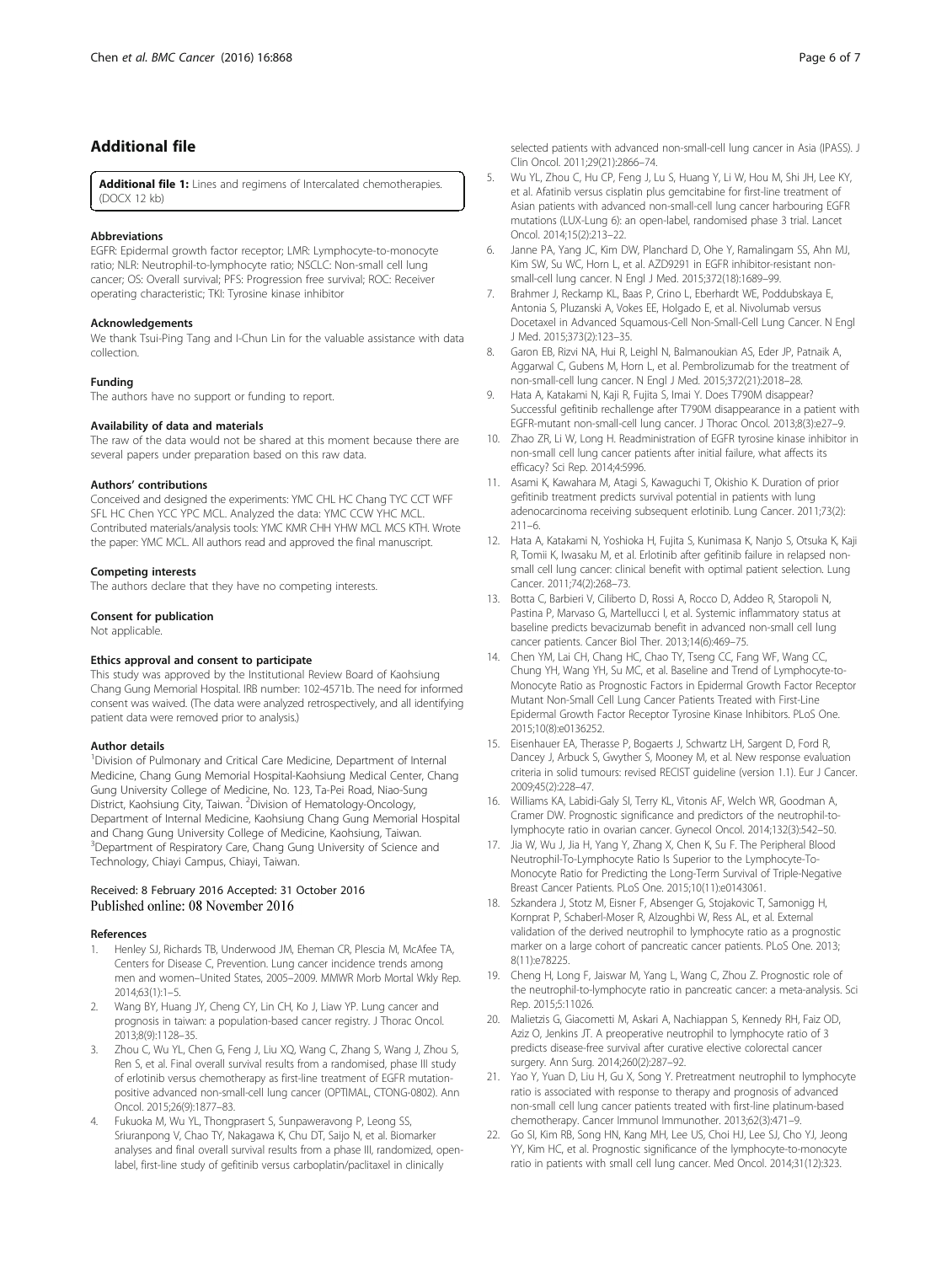## Additional file

**Additional file 1:** Lines and regimens of Intercalated chemotherapies. (DOCX 12 kb)

#### Abbreviations

EGFR: Epidermal growth factor receptor; LMR: Lymphocyte-to-monocyte ratio; NLR: Neutrophil-to-lymphocyte ratio; NSCLC: Non-small cell lung cancer; OS: Overall survival; PFS: Progression free survival; ROC: Receiver operating characteristic; TKI: Tyrosine kinase inhibitor

#### Acknowledgements

We thank Tsui-Ping Tang and I-Chun Lin for the valuable assistance with data collection.

#### Funding

The authors have no support or funding to report.

#### Availability of data and materials

The raw of the data would not be shared at this moment because there are several papers under preparation based on this raw data.

#### Authors' contributions

Conceived and designed the experiments: YMC CHL HC Chang TYC CCT WFF SFL HC Chen YCC YPC MCL. Analyzed the data: YMC CCW YHC MCL. Contributed materials/analysis tools: YMC KMR CHH YHW MCL MCS KTH. Wrote the paper: YMC MCL. All authors read and approved the final manuscript.

#### Competing interests

The authors declare that they have no competing interests.

#### Consent for publication

Not applicable.

#### Ethics approval and consent to participate

This study was approved by the Institutional Review Board of Kaohsiung Chang Gung Memorial Hospital. IRB number: 102-4571b. The need for informed consent was waived. (The data were analyzed retrospectively, and all identifying patient data were removed prior to analysis.)

#### Author details

[1]Division of Pulmonary and Critical Care Medicine, Department of Internal Medicine, Chang Gung Memorial Hospital-Kaohsiung Medical Center, Chang Gung University College of Medicine, No. 123, Ta-Pei Road, Niao-Sung District, Kaohsiung City, Taiwan. [2]Division of Hematology-Oncology, Department of Internal Medicine, Kaohsiung Chang Gung Memorial Hospital and Chang Gung University College of Medicine, Kaohsiung, Taiwan. [3]Department of Respiratory Care, Chang Gung University of Science and Technology, Chiayi Campus, Chiayi, Taiwan.

Received: 8 February 2016 Accepted: 31 October 2016
Published online: 08 November 2016

#### References

1. Henley SJ, Richards TB, Underwood JM, Eheman CR, Plescia M, McAfee TA, Centers for Disease C, Prevention. Lung cancer incidence trends among men and women–United States, 2005–2009. MMWR Morb Mortal Wkly Rep. 2014;63(1):1–5.
2. Wang BY, Huang JY, Cheng CY, Lin CH, Ko J, Liaw YP. Lung cancer and prognosis in taiwan: a population-based cancer registry. J Thorac Oncol. 2013;8(9):1128–35.
3. Zhou C, Wu YL, Chen G, Feng J, Liu XQ, Wang C, Zhang S, Wang J, Zhou S, Ren S, et al. Final overall survival results from a randomised, phase III study of erlotinib versus chemotherapy as first-line treatment of EGFR mutation-positive advanced non-small-cell lung cancer (OPTIMAL, CTONG-0802). Ann Oncol. 2015;26(9):1877–83.
4. Fukuoka M, Wu YL, Thongprasert S, Sunpaweravong P, Leong SS, Sriuranpong V, Chao TY, Nakagawa K, Chu DT, Saijo N, et al. Biomarker analyses and final overall survival results from a phase III, randomized, open-label, first-line study of gefitinib versus carboplatin/paclitaxel in clinically selected patients with advanced non-small-cell lung cancer in Asia (IPASS). J Clin Oncol. 2011;29(21):2866–74.
5. Wu YL, Zhou C, Hu CP, Feng J, Lu S, Huang Y, Li W, Hou M, Shi JH, Lee KY, et al. Afatinib versus cisplatin plus gemcitabine for first-line treatment of Asian patients with advanced non-small-cell lung cancer harbouring EGFR mutations (LUX-Lung 6): an open-label, randomised phase 3 trial. Lancet Oncol. 2014;15(2):213–22.
6. Janne PA, Yang JC, Kim DW, Planchard D, Ohe Y, Ramalingam SS, Ahn MJ, Kim SW, Su WC, Horn L, et al. AZD9291 in EGFR inhibitor-resistant non-small-cell lung cancer. N Engl J Med. 2015;372(18):1689–99.
7. Brahmer J, Reckamp KL, Baas P, Crino L, Eberhardt WE, Poddubskaya E, Antonia S, Pluzanski A, Vokes EE, Holgado E, et al. Nivolumab versus Docetaxel in Advanced Squamous-Cell Non-Small-Cell Lung Cancer. N Engl J Med. 2015;373(2):123–35.
8. Garon EB, Rizvi NA, Hui R, Leighl N, Balmanoukian AS, Eder JP, Patnaik A, Aggarwal C, Gubens M, Horn L, et al. Pembrolizumab for the treatment of non-small-cell lung cancer. N Engl J Med. 2015;372(21):2018–28.
9. Hata A, Katakami N, Kaji R, Fujita S, Imai Y. Does T790M disappear? Successful gefitinib rechallenge after T790M disappearance in a patient with EGFR-mutant non-small-cell lung cancer. J Thorac Oncol. 2013;8(3):e27–9.
10. Zhao ZR, Li W, Long H. Readministration of EGFR tyrosine kinase inhibitor in non-small cell lung cancer patients after initial failure, what affects its efficacy? Sci Rep. 2014;4:5996.
11. Asami K, Kawahara M, Atagi S, Kawaguchi T, Okishio K. Duration of prior gefitinib treatment predicts survival potential in patients with lung adenocarcinoma receiving subsequent erlotinib. Lung Cancer. 2011;73(2):211–6.
12. Hata A, Katakami N, Yoshioka H, Fujita S, Kunimasa K, Nanjo S, Otsuka K, Kaji R, Tomii K, Iwasaku M, et al. Erlotinib after gefitinib failure in relapsed non-small cell lung cancer: clinical benefit with optimal patient selection. Lung Cancer. 2011;74(2):268–73.
13. Botta C, Barbieri V, Ciliberto D, Rossi A, Rocco D, Addeo R, Staropoli N, Pastina P, Marvaso G, Martellucci I, et al. Systemic inflammatory status at baseline predicts bevacizumab benefit in advanced non-small cell lung cancer patients. Cancer Biol Ther. 2013;14(6):469–75.
14. Chen YM, Lai CH, Chang HC, Chao TY, Tseng CC, Fang WF, Wang CC, Chung YH, Wang YH, Su MC, et al. Baseline and Trend of Lymphocyte-to-Monocyte Ratio as Prognostic Factors in Epidermal Growth Factor Receptor Mutant Non-Small Cell Lung Cancer Patients Treated with First-Line Epidermal Growth Factor Receptor Tyrosine Kinase Inhibitors. PLoS One. 2015;10(8):e0136252.
15. Eisenhauer EA, Therasse P, Bogaerts J, Schwartz LH, Sargent D, Ford R, Dancey J, Arbuck S, Gwyther S, Mooney M, et al. New response evaluation criteria in solid tumours: revised RECIST guideline (version 1.1). Eur J Cancer. 2009;45(2):228–47.
16. Williams KA, Labidi-Galy SI, Terry KL, Vitonis AF, Welch WR, Goodman A, Cramer DW. Prognostic significance and predictors of the neutrophil-to-lymphocyte ratio in ovarian cancer. Gynecol Oncol. 2014;132(3):542–50.
17. Jia W, Wu J, Jia H, Yang Y, Zhang X, Chen K, Su F. The Peripheral Blood Neutrophil-To-Lymphocyte Ratio Is Superior to the Lymphocyte-To-Monocyte Ratio for Predicting the Long-Term Survival of Triple-Negative Breast Cancer Patients. PLoS One. 2015;10(11):e0143061.
18. Szkandera J, Stotz M, Eisner F, Absenger G, Stojakovic T, Samonigg H, Kornprat P, Schaberl-Moser R, Alzoughbi W, Ress AL, et al. External validation of the derived neutrophil to lymphocyte ratio as a prognostic marker on a large cohort of pancreatic cancer patients. PLoS One. 2013;8(11):e78225.
19. Cheng H, Long F, Jaiswar M, Yang L, Wang C, Zhou Z. Prognostic role of the neutrophil-to-lymphocyte ratio in pancreatic cancer: a meta-analysis. Sci Rep. 2015;5:11026.
20. Malietzis G, Giacometti M, Askari A, Nachiappan S, Kennedy RH, Faiz OD, Aziz O, Jenkins JT. A preoperative neutrophil to lymphocyte ratio of 3 predicts disease-free survival after curative elective colorectal cancer surgery. Ann Surg. 2014;260(2):287–92.
21. Yao Y, Yuan D, Liu H, Gu X, Song Y. Pretreatment neutrophil to lymphocyte ratio is associated with response to therapy and prognosis of advanced non-small cell lung cancer patients treated with first-line platinum-based chemotherapy. Cancer Immunol Immunother. 2013;62(3):471–9.
22. Go SI, Kim RB, Song HN, Kang MH, Lee US, Choi HJ, Lee SJ, Cho YJ, Jeong YY, Kim HC, et al. Prognostic significance of the lymphocyte-to-monocyte ratio in patients with small cell lung cancer. Med Oncol. 2014;31(12):323.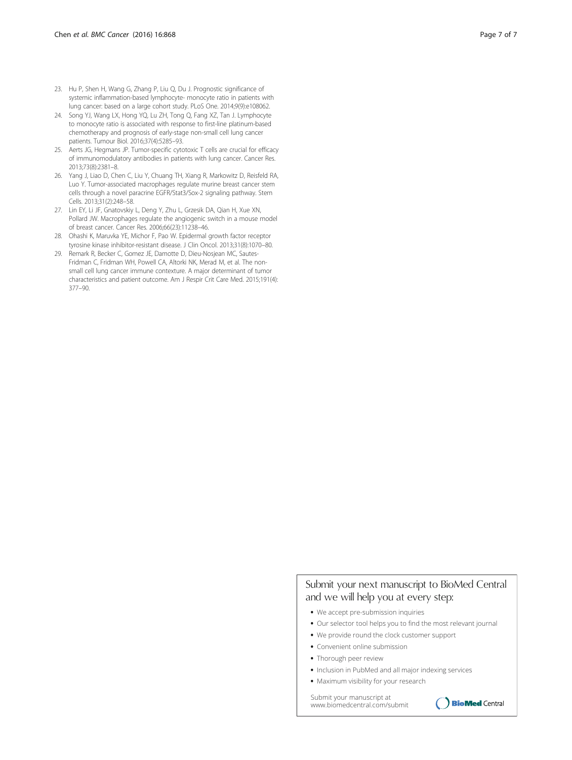23. Hu P, Shen H, Wang G, Zhang P, Liu Q, Du J. Prognostic significance of systemic inflammation-based lymphocyte- monocyte ratio in patients with lung cancer: based on a large cohort study. PLoS One. 2014;9(9):e108062.
24. Song YJ, Wang LX, Hong YQ, Lu ZH, Tong Q, Fang XZ, Tan J. Lymphocyte to monocyte ratio is associated with response to first-line platinum-based chemotherapy and prognosis of early-stage non-small cell lung cancer patients. Tumour Biol. 2016;37(4):5285–93.
25. Aerts JG, Hegmans JP. Tumor-specific cytotoxic T cells are crucial for efficacy of immunomodulatory antibodies in patients with lung cancer. Cancer Res. 2013;73(8):2381–8.
26. Yang J, Liao D, Chen C, Liu Y, Chuang TH, Xiang R, Markowitz D, Reisfeld RA, Luo Y. Tumor-associated macrophages regulate murine breast cancer stem cells through a novel paracrine EGFR/Stat3/Sox-2 signaling pathway. Stem Cells. 2013;31(2):248–58.
27. Lin EY, Li JF, Gnatovskiy L, Deng Y, Zhu L, Grzesik DA, Qian H, Xue XN, Pollard JW. Macrophages regulate the angiogenic switch in a mouse model of breast cancer. Cancer Res. 2006;66(23):11238–46.
28. Ohashi K, Maruvka YE, Michor F, Pao W. Epidermal growth factor receptor tyrosine kinase inhibitor-resistant disease. J Clin Oncol. 2013;31(8):1070–80.
29. Remark R, Becker C, Gomez JE, Damotte D, Dieu-Nosjean MC, Sautes-Fridman C, Fridman WH, Powell CA, Altorki NK, Merad M, et al. The non-small cell lung cancer immune contexture. A major determinant of tumor characteristics and patient outcome. Am J Respir Crit Care Med. 2015;191(4):377–90.

Submit your next manuscript to BioMed Central and we will help you at every step:

- We accept pre-submission inquiries
- Our selector tool helps you to find the most relevant journal
- We provide round the clock customer support
- Convenient online submission
- Thorough peer review
- Inclusion in PubMed and all major indexing services
- Maximum visibility for your research

Submit your manuscript at
www.biomedcentral.com/submit

BioMed Central